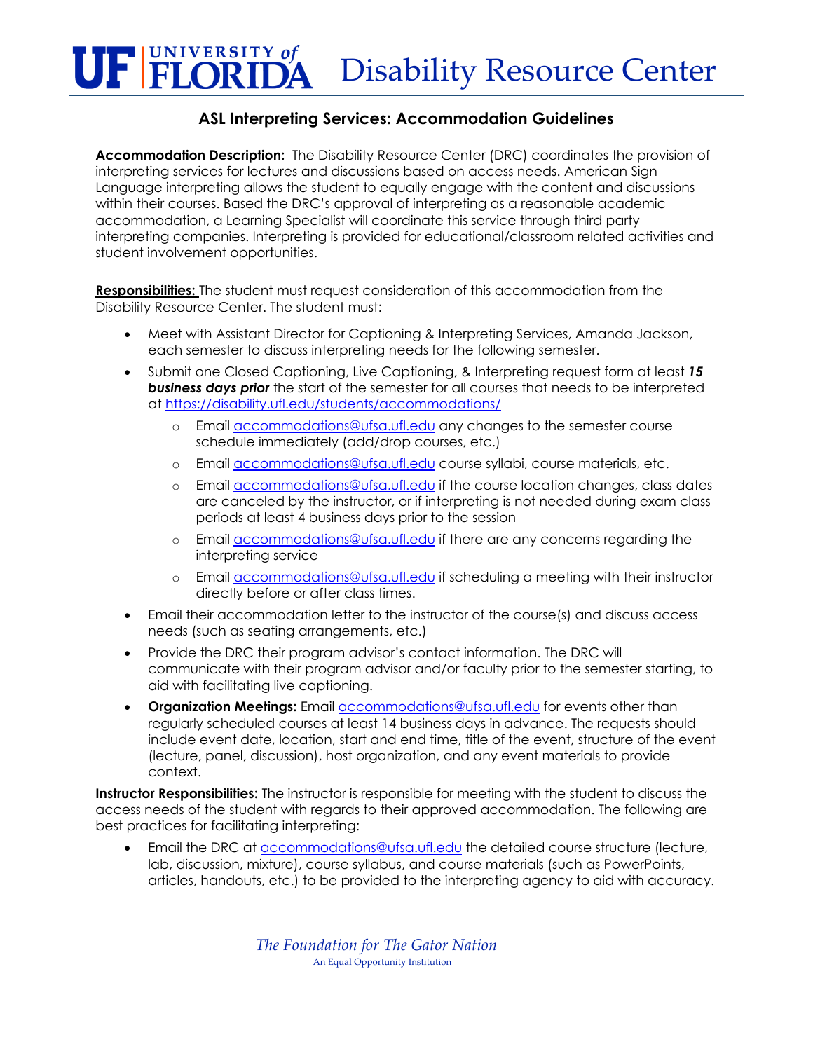# UF UNIVERSITY of FLORIDA Disability Resource Center

## ASL Interpreting Services: Accommodation Guidelines

**Accommodation Description:** The Disability Resource Center (DRC) coordinates the provision of interpreting services for lectures and discussions based on access needs. American Sign Language interpreting allows the student to equally engage with the content and discussions within their courses. Based the DRC's approval of interpreting as a reasonable academic accommodation, a Learning Specialist will coordinate this service through third party interpreting companies. Interpreting is provided for educational/classroom related activities and student involvement opportunities.

**Responsibilities:** The student must request consideration of this accommodation from the Disability Resource Center. The student must:

- Meet with Assistant Director for Captioning & Interpreting Services, Amanda Jackson, each semester to discuss interpreting needs for the following semester.
- Submit one Closed Captioning, Live Captioning, & Interpreting request form at least ***15 business days prior*** the start of the semester for all courses that needs to be interpreted at https://disability.ufl.edu/students/accommodations/
  - Email accommodations@ufsa.ufl.edu any changes to the semester course schedule immediately (add/drop courses, etc.)
  - Email accommodations@ufsa.ufl.edu course syllabi, course materials, etc.
  - Email accommodations@ufsa.ufl.edu if the course location changes, class dates are canceled by the instructor, or if interpreting is not needed during exam class periods at least 4 business days prior to the session
  - Email accommodations@ufsa.ufl.edu if there are any concerns regarding the interpreting service
  - Email accommodations@ufsa.ufl.edu if scheduling a meeting with their instructor directly before or after class times.
- Email their accommodation letter to the instructor of the course(s) and discuss access needs (such as seating arrangements, etc.)
- Provide the DRC their program advisor's contact information. The DRC will communicate with their program advisor and/or faculty prior to the semester starting, to aid with facilitating live captioning.
- **Organization Meetings:** Email accommodations@ufsa.ufl.edu for events other than regularly scheduled courses at least 14 business days in advance. The requests should include event date, location, start and end time, title of the event, structure of the event (lecture, panel, discussion), host organization, and any event materials to provide context.

**Instructor Responsibilities:** The instructor is responsible for meeting with the student to discuss the access needs of the student with regards to their approved accommodation. The following are best practices for facilitating interpreting:

- Email the DRC at accommodations@ufsa.ufl.edu the detailed course structure (lecture, lab, discussion, mixture), course syllabus, and course materials (such as PowerPoints, articles, handouts, etc.) to be provided to the interpreting agency to aid with accuracy.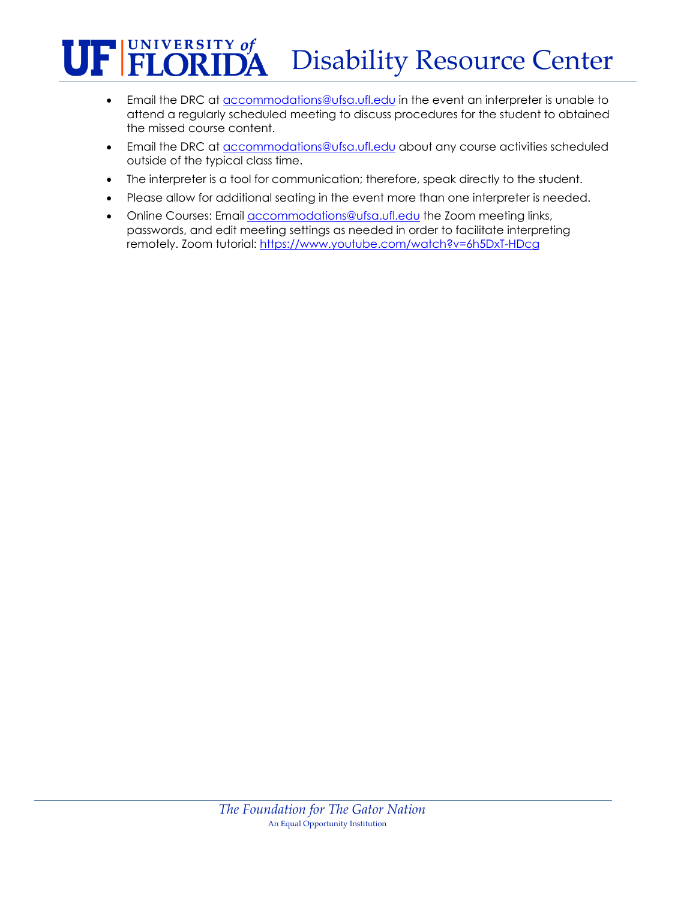- Email the DRC at accommodations@ufsa.ufl.edu in the event an interpreter is unable to attend a regularly scheduled meeting to discuss procedures for the student to obtained the missed course content.
- Email the DRC at accommodations@ufsa.ufl.edu about any course activities scheduled outside of the typical class time.
- The interpreter is a tool for communication; therefore, speak directly to the student.
- Please allow for additional seating in the event more than one interpreter is needed.
- Online Courses: Email accommodations@ufsa.ufl.edu the Zoom meeting links, passwords, and edit meeting settings as needed in order to facilitate interpreting remotely. Zoom tutorial: https://www.youtube.com/watch?v=6h5DxT-HDcg